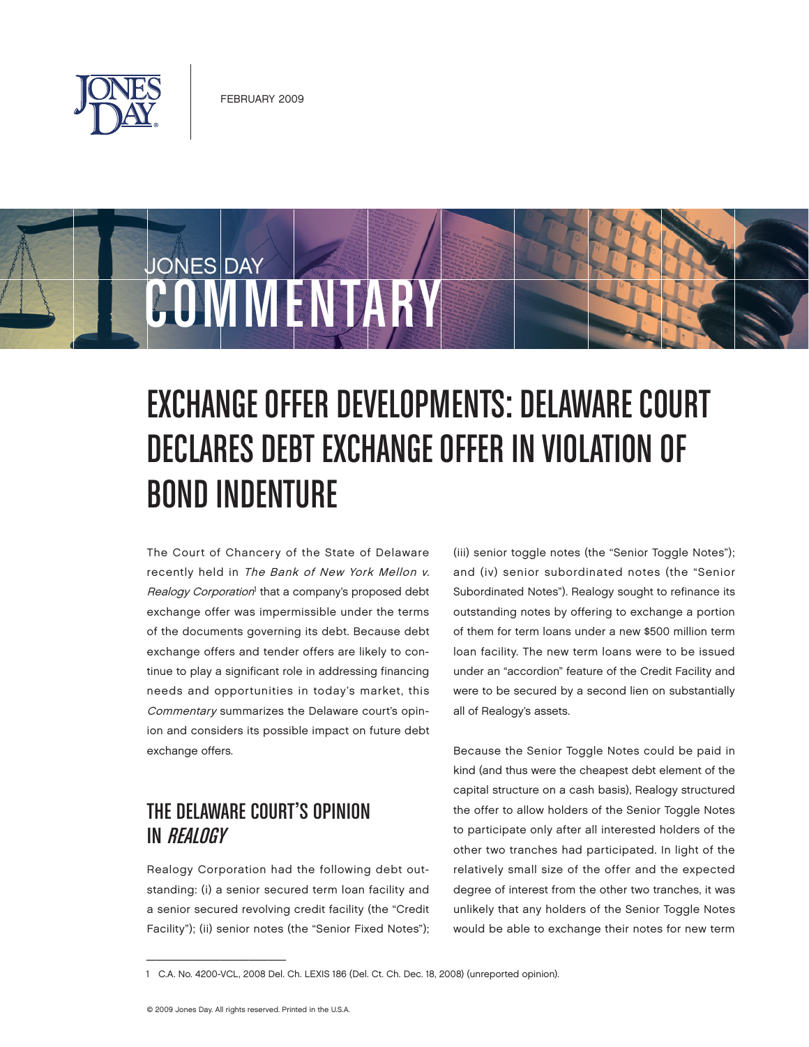# EXCHANGE OFFER DEVELOPMENTS: DELAWARE COURT DECLARES DEBT EXCHANGE OFFER IN VIOLATION OF BOND INDENTURE

The Court of Chancery of the State of Delaware recently held in *The Bank of New York Mellon v. Realogy Corporation*[1] that a company's proposed debt exchange offer was impermissible under the terms of the documents governing its debt. Because debt exchange offers and tender offers are likely to continue to play a significant role in addressing financing needs and opportunities in today's market, this *Commentary* summarizes the Delaware court's opinion and considers its possible impact on future debt exchange offers.

## THE DELAWARE COURT'S OPINION IN *REALOGY*

Realogy Corporation had the following debt outstanding: (i) a senior secured term loan facility and a senior secured revolving credit facility (the "Credit Facility"); (ii) senior notes (the "Senior Fixed Notes"); (iii) senior toggle notes (the "Senior Toggle Notes"); and (iv) senior subordinated notes (the "Senior Subordinated Notes"). Realogy sought to refinance its outstanding notes by offering to exchange a portion of them for term loans under a new $500 million term loan facility. The new term loans were to be issued under an "accordion" feature of the Credit Facility and were to be secured by a second lien on substantially all of Realogy's assets.

Because the Senior Toggle Notes could be paid in kind (and thus were the cheapest debt element of the capital structure on a cash basis), Realogy structured the offer to allow holders of the Senior Toggle Notes to participate only after all interested holders of the other two tranches had participated. In light of the relatively small size of the offer and the expected degree of interest from the other two tranches, it was unlikely that any holders of the Senior Toggle Notes would be able to exchange their notes for new term

---

1 C.A. No. 4200-VCL, 2008 Del. Ch. LEXIS 186 (Del. Ct. Ch. Dec. 18, 2008) (unreported opinion).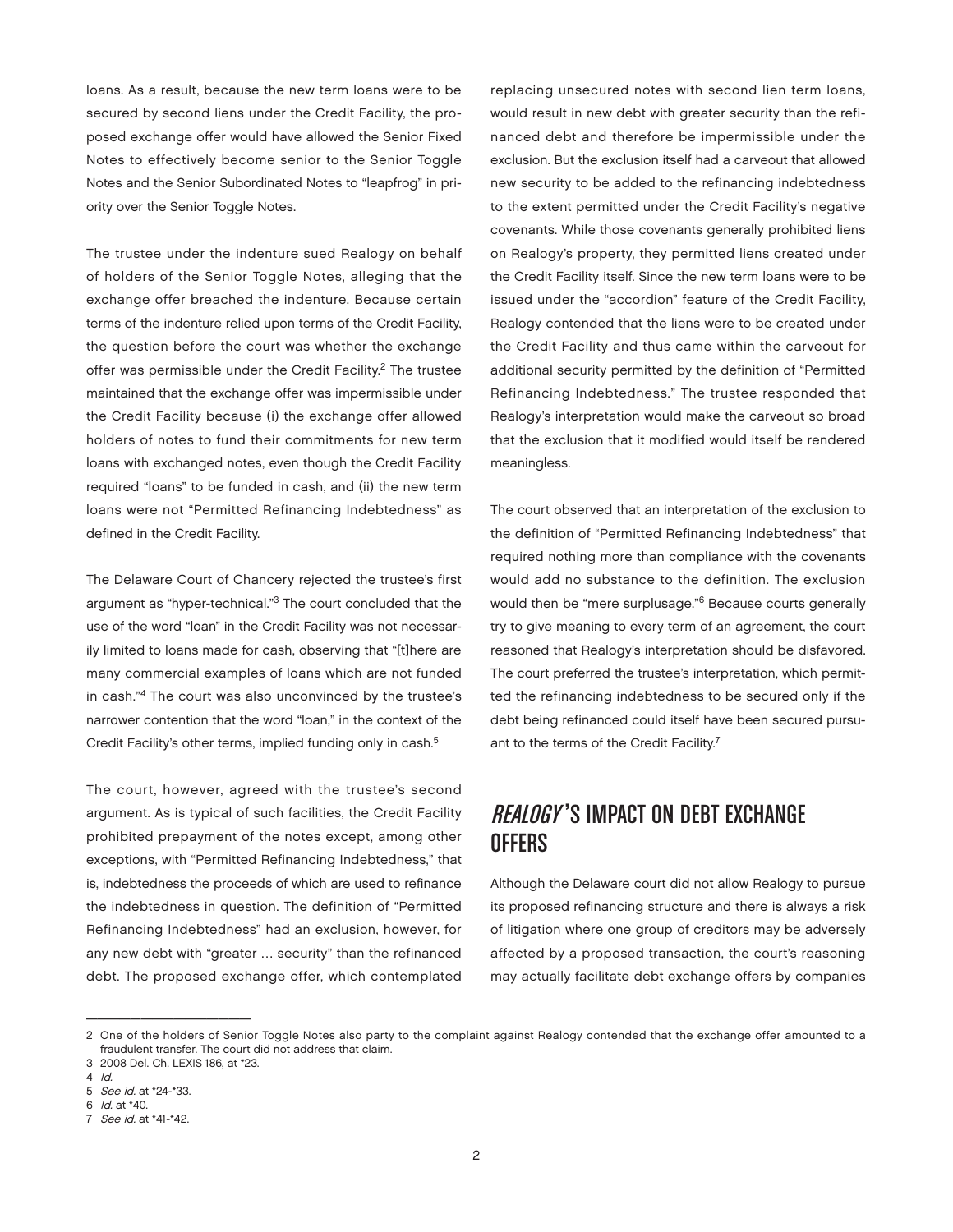loans. As a result, because the new term loans were to be secured by second liens under the Credit Facility, the proposed exchange offer would have allowed the Senior Fixed Notes to effectively become senior to the Senior Toggle Notes and the Senior Subordinated Notes to "leapfrog" in priority over the Senior Toggle Notes.

The trustee under the indenture sued Realogy on behalf of holders of the Senior Toggle Notes, alleging that the exchange offer breached the indenture. Because certain terms of the indenture relied upon terms of the Credit Facility, the question before the court was whether the exchange offer was permissible under the Credit Facility.[2] The trustee maintained that the exchange offer was impermissible under the Credit Facility because (i) the exchange offer allowed holders of notes to fund their commitments for new term loans with exchanged notes, even though the Credit Facility required "loans" to be funded in cash, and (ii) the new term loans were not "Permitted Refinancing Indebtedness" as defined in the Credit Facility.

The Delaware Court of Chancery rejected the trustee's first argument as "hyper-technical."[3] The court concluded that the use of the word "loan" in the Credit Facility was not necessarily limited to loans made for cash, observing that "[t]here are many commercial examples of loans which are not funded in cash."[4] The court was also unconvinced by the trustee's narrower contention that the word "loan," in the context of the Credit Facility's other terms, implied funding only in cash.[5]

The court, however, agreed with the trustee's second argument. As is typical of such facilities, the Credit Facility prohibited prepayment of the notes except, among other exceptions, with "Permitted Refinancing Indebtedness," that is, indebtedness the proceeds of which are used to refinance the indebtedness in question. The definition of "Permitted Refinancing Indebtedness" had an exclusion, however, for any new debt with "greater … security" than the refinanced debt. The proposed exchange offer, which contemplated replacing unsecured notes with second lien term loans, would result in new debt with greater security than the refinanced debt and therefore be impermissible under the exclusion. But the exclusion itself had a carveout that allowed new security to be added to the refinancing indebtedness to the extent permitted under the Credit Facility's negative covenants. While those covenants generally prohibited liens on Realogy's property, they permitted liens created under the Credit Facility itself. Since the new term loans were to be issued under the "accordion" feature of the Credit Facility, Realogy contended that the liens were to be created under the Credit Facility and thus came within the carveout for additional security permitted by the definition of "Permitted Refinancing Indebtedness." The trustee responded that Realogy's interpretation would make the carveout so broad that the exclusion that it modified would itself be rendered meaningless.

The court observed that an interpretation of the exclusion to the definition of "Permitted Refinancing Indebtedness" that required nothing more than compliance with the covenants would add no substance to the definition. The exclusion would then be "mere surplusage."[6] Because courts generally try to give meaning to every term of an agreement, the court reasoned that Realogy's interpretation should be disfavored. The court preferred the trustee's interpretation, which permitted the refinancing indebtedness to be secured only if the debt being refinanced could itself have been secured pursuant to the terms of the Credit Facility.[7]

## *REALOGY*'S IMPACT ON DEBT EXCHANGE OFFERS

Although the Delaware court did not allow Realogy to pursue its proposed refinancing structure and there is always a risk of litigation where one group of creditors may be adversely affected by a proposed transaction, the court's reasoning may actually facilitate debt exchange offers by companies

---

2 One of the holders of Senior Toggle Notes also party to the complaint against Realogy contended that the exchange offer amounted to a fraudulent transfer. The court did not address that claim.

3 2008 Del. Ch. LEXIS 186, at *23.

4 *Id.*

5 *See id.* at *24-*33.

6 *Id.* at *40.

7 *See id.* at *41-*42.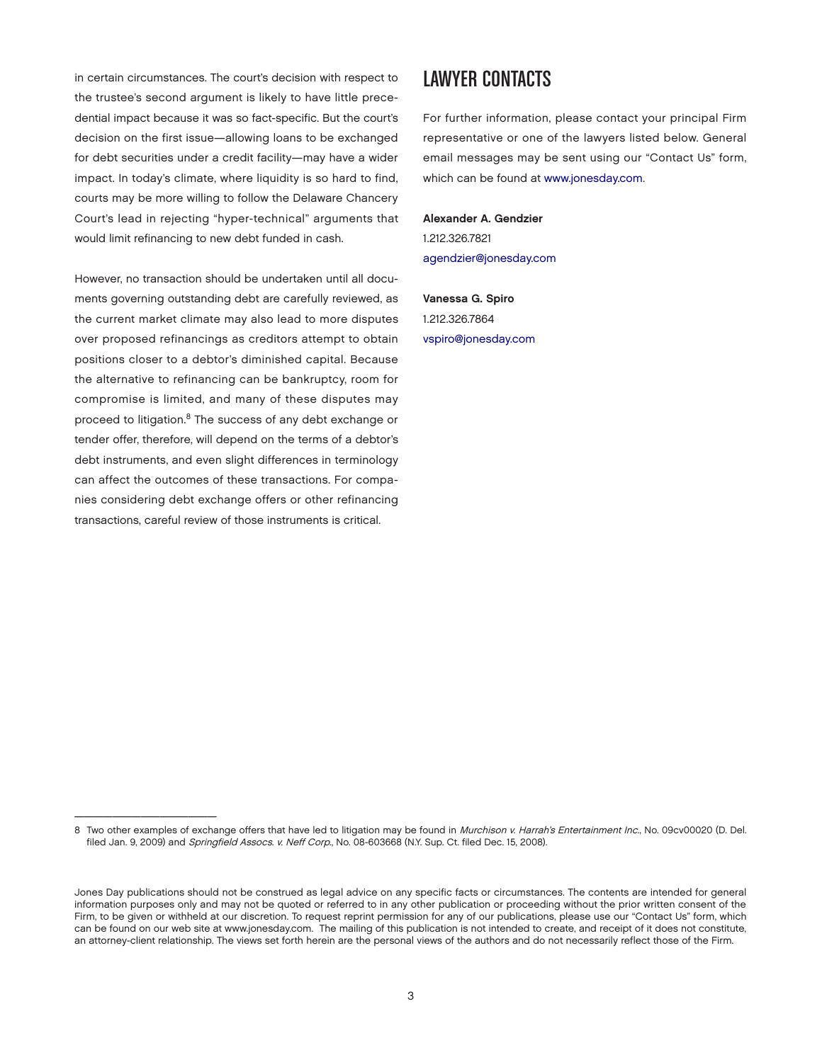in certain circumstances. The court's decision with respect to the trustee's second argument is likely to have little precedential impact because it was so fact-specific. But the court's decision on the first issue—allowing loans to be exchanged for debt securities under a credit facility—may have a wider impact. In today's climate, where liquidity is so hard to find, courts may be more willing to follow the Delaware Chancery Court's lead in rejecting "hyper-technical" arguments that would limit refinancing to new debt funded in cash.

However, no transaction should be undertaken until all documents governing outstanding debt are carefully reviewed, as the current market climate may also lead to more disputes over proposed refinancings as creditors attempt to obtain positions closer to a debtor's diminished capital. Because the alternative to refinancing can be bankruptcy, room for compromise is limited, and many of these disputes may proceed to litigation.[8] The success of any debt exchange or tender offer, therefore, will depend on the terms of a debtor's debt instruments, and even slight differences in terminology can affect the outcomes of these transactions. For companies considering debt exchange offers or other refinancing transactions, careful review of those instruments is critical.

## LAWYER CONTACTS

For further information, please contact your principal Firm representative or one of the lawyers listed below. General email messages may be sent using our "Contact Us" form, which can be found at www.jonesday.com.

**Alexander A. Gendzier**
1.212.326.7821
agendzier@jonesday.com

**Vanessa G. Spiro**
1.212.326.7864
vspiro@jonesday.com

---

8 Two other examples of exchange offers that have led to litigation may be found in *Murchison v. Harrah's Entertainment Inc.*, No. 09cv00020 (D. Del. filed Jan. 9, 2009) and *Springfield Assocs. v. Neff Corp.*, No. 08-603668 (N.Y. Sup. Ct. filed Dec. 15, 2008).

Jones Day publications should not be construed as legal advice on any specific facts or circumstances. The contents are intended for general information purposes only and may not be quoted or referred to in any other publication or proceeding without the prior written consent of the Firm, to be given or withheld at our discretion. To request reprint permission for any of our publications, please use our "Contact Us" form, which can be found on our web site at www.jonesday.com. The mailing of this publication is not intended to create, and receipt of it does not constitute, an attorney-client relationship. The views set forth herein are the personal views of the authors and do not necessarily reflect those of the Firm.